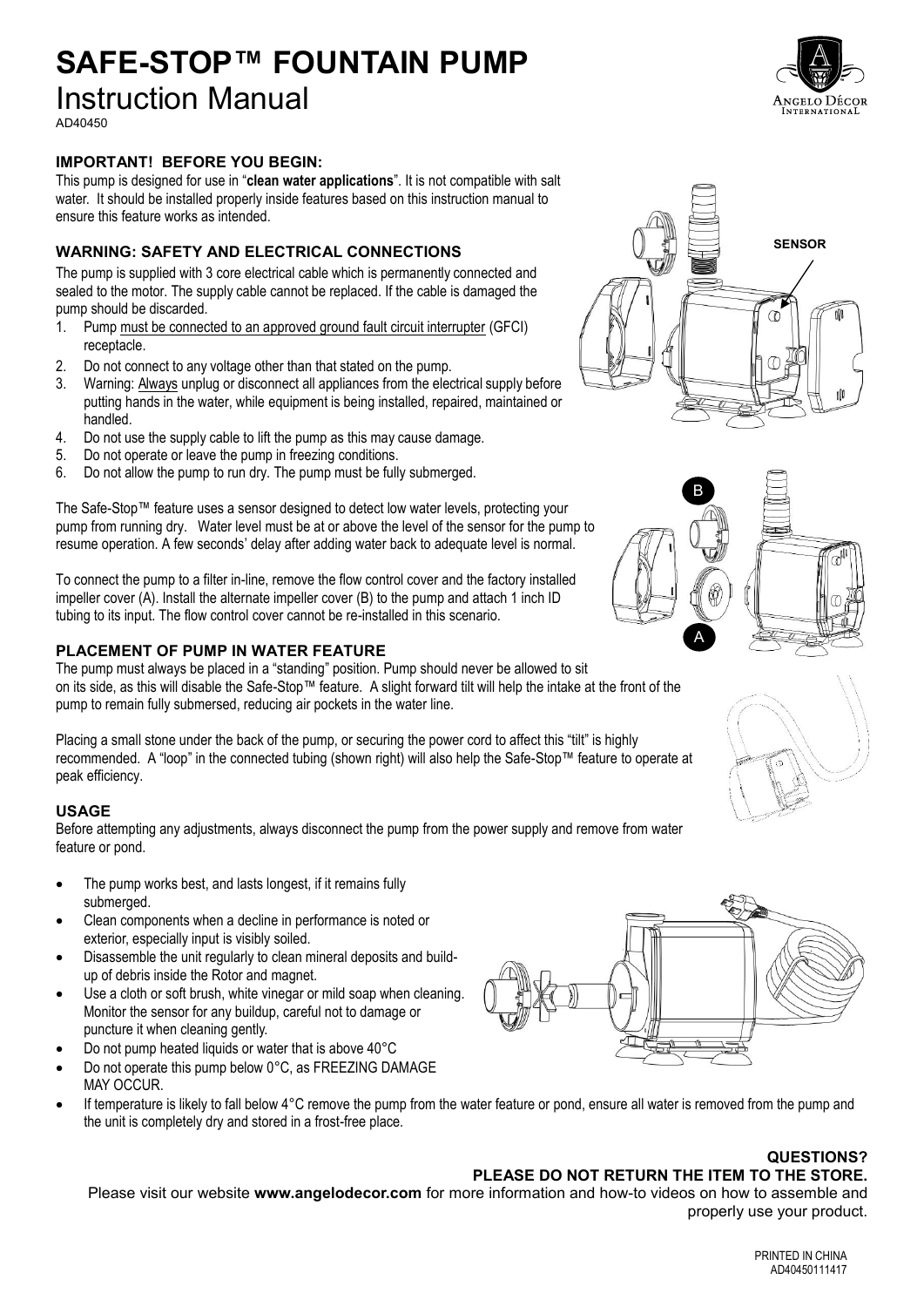# SAFE-STOP™ FOUNTAIN PUMP

## Instruction Manual

AD40450

### IMPORTANT! BEFORE YOU BEGIN:

This pump is designed for use in "**clean water applications**". It is not compatible with salt water. It should be installed properly inside features based on this instruction manual to ensure this feature works as intended.

### WARNING: SAFETY AND ELECTRICAL CONNECTIONS

The pump is supplied with 3 core electrical cable which is permanently connected and sealed to the motor. The supply cable cannot be replaced. If the cable is damaged the pump should be discarded.

1. Pump must be connected to an approved ground fault circuit interrupter (GFCI) receptacle.
2. Do not connect to any voltage other than that stated on the pump.
3. Warning: Always unplug or disconnect all appliances from the electrical supply before putting hands in the water, while equipment is being installed, repaired, maintained or handled.
4. Do not use the supply cable to lift the pump as this may cause damage.
5. Do not operate or leave the pump in freezing conditions.
6. Do not allow the pump to run dry. The pump must be fully submerged.

The Safe-Stop™ feature uses a sensor designed to detect low water levels, protecting your pump from running dry. Water level must be at or above the level of the sensor for the pump to resume operation. A few seconds' delay after adding water back to adequate level is normal.

To connect the pump to a filter in-line, remove the flow control cover and the factory installed impeller cover (A). Install the alternate impeller cover (B) to the pump and attach 1 inch ID tubing to its input. The flow control cover cannot be re-installed in this scenario.

SENSOR

B

A

### PLACEMENT OF PUMP IN WATER FEATURE

The pump must always be placed in a "standing" position. Pump should never be allowed to sit on its side, as this will disable the Safe-Stop™ feature. A slight forward tilt will help the intake at the front of the pump to remain fully submersed, reducing air pockets in the water line.

Placing a small stone under the back of the pump, or securing the power cord to affect this "tilt" is highly recommended. A "loop" in the connected tubing (shown right) will also help the Safe-Stop™ feature to operate at peak efficiency.

### USAGE

Before attempting any adjustments, always disconnect the pump from the power supply and remove from water feature or pond.

- The pump works best, and lasts longest, if it remains fully submerged.
- Clean components when a decline in performance is noted or exterior, especially input is visibly soiled.
- Disassemble the unit regularly to clean mineral deposits and build-up of debris inside the Rotor and magnet.
- Use a cloth or soft brush, white vinegar or mild soap when cleaning. Monitor the sensor for any buildup, careful not to damage or puncture it when cleaning gently.
- Do not pump heated liquids or water that is above 40°C
- Do not operate this pump below 0°C, as FREEZING DAMAGE MAY OCCUR.
- If temperature is likely to fall below 4°C remove the pump from the water feature or pond, ensure all water is removed from the pump and the unit is completely dry and stored in a frost-free place.

**QUESTIONS?**

**PLEASE DO NOT RETURN THE ITEM TO THE STORE.**

Please visit our website **www.angelodecor.com** for more information and how-to videos on how to assemble and properly use your product.

PRINTED IN CHINA
AD40450111417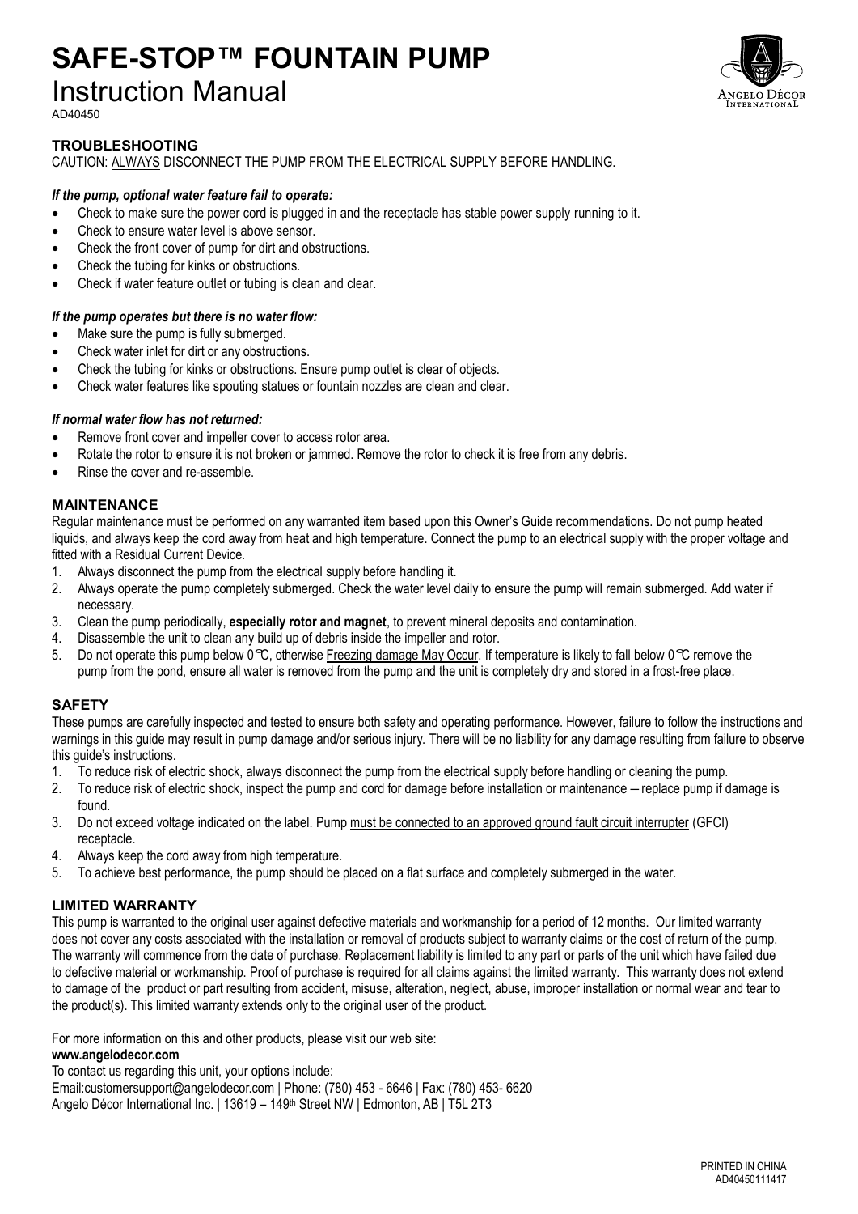# SAFE-STOP™ FOUNTAIN PUMP

## Instruction Manual

AD40450

### TROUBLESHOOTING

CAUTION: ALWAYS DISCONNECT THE PUMP FROM THE ELECTRICAL SUPPLY BEFORE HANDLING.

***If the pump, optional water feature fail to operate:***

- Check to make sure the power cord is plugged in and the receptacle has stable power supply running to it.
- Check to ensure water level is above sensor.
- Check the front cover of pump for dirt and obstructions.
- Check the tubing for kinks or obstructions.
- Check if water feature outlet or tubing is clean and clear.

***If the pump operates but there is no water flow:***

- Make sure the pump is fully submerged.
- Check water inlet for dirt or any obstructions.
- Check the tubing for kinks or obstructions. Ensure pump outlet is clear of objects.
- Check water features like spouting statues or fountain nozzles are clean and clear.

***If normal water flow has not returned:***

- Remove front cover and impeller cover to access rotor area.
- Rotate the rotor to ensure it is not broken or jammed. Remove the rotor to check it is free from any debris.
- Rinse the cover and re-assemble.

### MAINTENANCE

Regular maintenance must be performed on any warranted item based upon this Owner's Guide recommendations. Do not pump heated liquids, and always keep the cord away from heat and high temperature. Connect the pump to an electrical supply with the proper voltage and fitted with a Residual Current Device.

1. Always disconnect the pump from the electrical supply before handling it.
2. Always operate the pump completely submerged. Check the water level daily to ensure the pump will remain submerged. Add water if necessary.
3. Clean the pump periodically, **especially rotor and magnet**, to prevent mineral deposits and contamination.
4. Disassemble the unit to clean any build up of debris inside the impeller and rotor.
5. Do not operate this pump below 0℃, otherwise Freezing damage May Occur. If temperature is likely to fall below 0℃ remove the pump from the pond, ensure all water is removed from the pump and the unit is completely dry and stored in a frost-free place.

### SAFETY

These pumps are carefully inspected and tested to ensure both safety and operating performance. However, failure to follow the instructions and warnings in this guide may result in pump damage and/or serious injury. There will be no liability for any damage resulting from failure to observe this guide's instructions.

1. To reduce risk of electric shock, always disconnect the pump from the electrical supply before handling or cleaning the pump.
2. To reduce risk of electric shock, inspect the pump and cord for damage before installation or maintenance – replace pump if damage is found.
3. Do not exceed voltage indicated on the label. Pump must be connected to an approved ground fault circuit interrupter (GFCI) receptacle.
4. Always keep the cord away from high temperature.
5. To achieve best performance, the pump should be placed on a flat surface and completely submerged in the water.

### LIMITED WARRANTY

This pump is warranted to the original user against defective materials and workmanship for a period of 12 months. Our limited warranty does not cover any costs associated with the installation or removal of products subject to warranty claims or the cost of return of the pump. The warranty will commence from the date of purchase. Replacement liability is limited to any part or parts of the unit which have failed due to defective material or workmanship. Proof of purchase is required for all claims against the limited warranty. This warranty does not extend to damage of the product or part resulting from accident, misuse, alteration, neglect, abuse, improper installation or normal wear and tear to the product(s). This limited warranty extends only to the original user of the product.

For more information on this and other products, please visit our web site:
**www.angelodecor.com**
To contact us regarding this unit, your options include:
Email:customersupport@angelodecor.com | Phone: (780) 453 - 6646 | Fax: (780) 453- 6620
Angelo Décor International Inc. | 13619 – 149th Street NW | Edmonton, AB | T5L 2T3

PRINTED IN CHINA
AD40450111417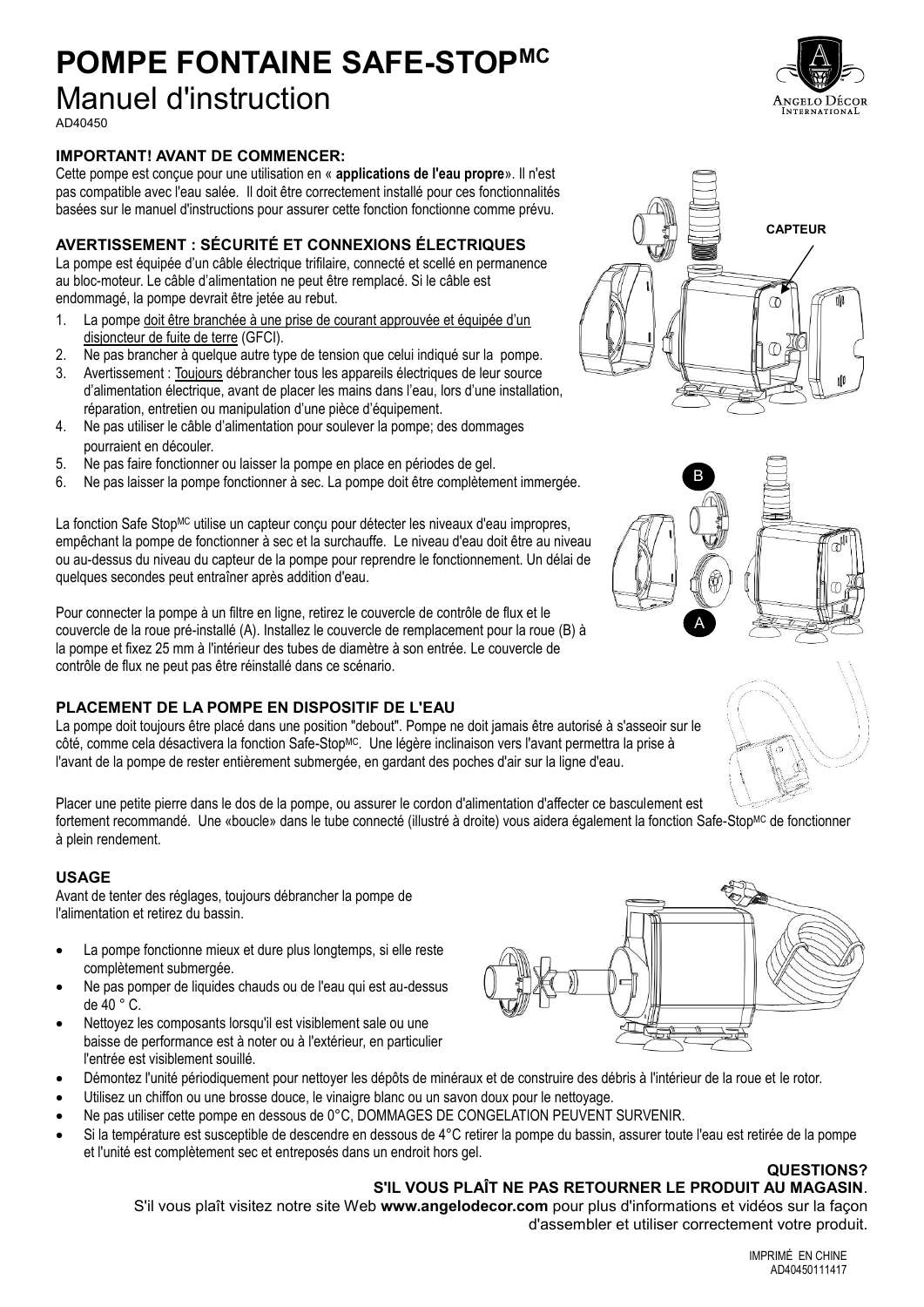# POMPE FONTAINE SAFE-STOP^MC

## Manuel d'instruction

AD40450

### IMPORTANT! AVANT DE COMMENCER:

Cette pompe est conçue pour une utilisation en « **applications de l'eau propre**». Il n'est pas compatible avec l'eau salée. Il doit être correctement installé pour ces fonctionnalités basées sur le manuel d'instructions pour assurer cette fonction fonctionne comme prévu.

### AVERTISSEMENT : SÉCURITÉ ET CONNEXIONS ÉLECTRIQUES

La pompe est équipée d'un câble électrique trifilaire, connecté et scellé en permanence au bloc-moteur. Le câble d'alimentation ne peut être remplacé. Si le câble est endommagé, la pompe devrait être jetée au rebut.

1. La pompe doit être branchée à une prise de courant approuvée et équipée d'un disjoncteur de fuite de terre (GFCI).
2. Ne pas brancher à quelque autre type de tension que celui indiqué sur la pompe.
3. Avertissement : Toujours débrancher tous les appareils électriques de leur source d'alimentation électrique, avant de placer les mains dans l'eau, lors d'une installation, réparation, entretien ou manipulation d'une pièce d'équipement.
4. Ne pas utiliser le câble d'alimentation pour soulever la pompe; des dommages pourraient en découler.
5. Ne pas faire fonctionner ou laisser la pompe en place en périodes de gel.
6. Ne pas laisser la pompe fonctionner à sec. La pompe doit être complètement immergée.

CAPTEUR

La fonction Safe Stop^MC utilise un capteur conçu pour détecter les niveaux d'eau impropres, empêchant la pompe de fonctionner à sec et la surchauffe. Le niveau d'eau doit être au niveau ou au-dessus du niveau du capteur de la pompe pour reprendre le fonctionnement. Un délai de quelques secondes peut entraîner après addition d'eau.

Pour connecter la pompe à un filtre en ligne, retirez le couvercle de contrôle de flux et le couvercle de la roue pré-installé (A). Installez le couvercle de remplacement pour la roue (B) à la pompe et fixez 25 mm à l'intérieur des tubes de diamètre à son entrée. Le couvercle de contrôle de flux ne peut pas être réinstallé dans ce scénario.

B

A

### PLACEMENT DE LA POMPE EN DISPOSITIF DE L'EAU

La pompe doit toujours être placé dans une position "debout". Pompe ne doit jamais être autorisé à s'asseoir sur le côté, comme cela désactivera la fonction Safe-Stop^MC. Une légère inclinaison vers l'avant permettra la prise à l'avant de la pompe de rester entièrement submergée, en gardant des poches d'air sur la ligne d'eau.

Placer une petite pierre dans le dos de la pompe, ou assurer le cordon d'alimentation d'affecter ce basculement est fortement recommandé. Une «boucle» dans le tube connecté (illustré à droite) vous aidera également la fonction Safe-Stop^MC de fonctionner à plein rendement.

### USAGE

Avant de tenter des réglages, toujours débrancher la pompe de l'alimentation et retirez du bassin.

- La pompe fonctionne mieux et dure plus longtemps, si elle reste complètement submergée.
- Ne pas pomper de liquides chauds ou de l'eau qui est au-dessus de 40 ° C.
- Nettoyez les composants lorsqu'il est visiblement sale ou une baisse de performance est à noter ou à l'extérieur, en particulier l'entrée est visiblement souillé.
- Démontez l'unité périodiquement pour nettoyer les dépôts de minéraux et de construire des débris à l'intérieur de la roue et le rotor.
- Utilisez un chiffon ou une brosse douce, le vinaigre blanc ou un savon doux pour le nettoyage.
- Ne pas utiliser cette pompe en dessous de 0°C, DOMMAGES DE CONGELATION PEUVENT SURVENIR.
- Si la température est susceptible de descendre en dessous de 4°C retirer la pompe du bassin, assurer toute l'eau est retirée de la pompe et l'unité est complètement sec et entreposés dans un endroit hors gel.

**QUESTIONS?**

**S'IL VOUS PLAÎT NE PAS RETOURNER LE PRODUIT AU MAGASIN**.

S'il vous plaît visitez notre site Web **www.angelodecor.com** pour plus d'informations et vidéos sur la façon d'assembler et utiliser correctement votre produit.

IMPRIMÉ EN CHINE
AD40450111417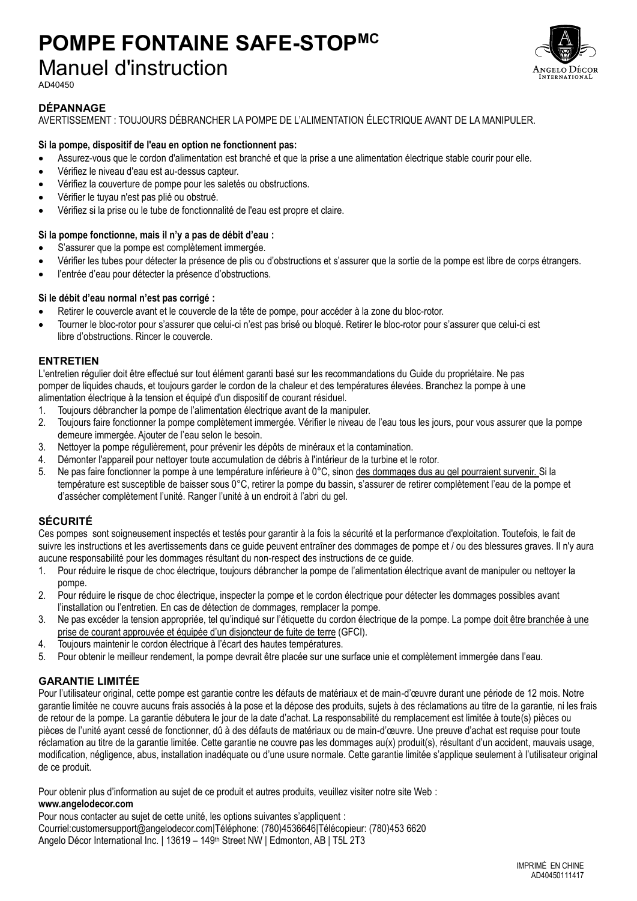# POMPE FONTAINE SAFE-STOP^MC

## Manuel d'instruction

AD40450

### DÉPANNAGE

AVERTISSEMENT : TOUJOURS DÉBRANCHER LA POMPE DE L'ALIMENTATION ÉLECTRIQUE AVANT DE LA MANIPULER.

**Si la pompe, dispositif de l'eau en option ne fonctionnent pas:**

- Assurez-vous que le cordon d'alimentation est branché et que la prise a une alimentation électrique stable courir pour elle.
- Vérifiez le niveau d'eau est au-dessus capteur.
- Vérifiez la couverture de pompe pour les saletés ou obstructions.
- Vérifier le tuyau n'est pas plié ou obstrué.
- Vérifiez si la prise ou le tube de fonctionnalité de l'eau est propre et claire.

**Si la pompe fonctionne, mais il n'y a pas de débit d'eau :**

- S'assurer que la pompe est complètement immergée.
- Vérifier les tubes pour détecter la présence de plis ou d'obstructions et s'assurer que la sortie de la pompe est libre de corps étrangers.
- l'entrée d'eau pour détecter la présence d'obstructions.

**Si le débit d'eau normal n'est pas corrigé :**

- Retirer le couvercle avant et le couvercle de la tête de pompe, pour accéder à la zone du bloc-rotor.
- Tourner le bloc-rotor pour s'assurer que celui-ci n'est pas brisé ou bloqué. Retirer le bloc-rotor pour s'assurer que celui-ci est libre d'obstructions. Rincer le couvercle.

### ENTRETIEN

L'entretien régulier doit être effectué sur tout élément garanti basé sur les recommandations du Guide du propriétaire. Ne pas pomper de liquides chauds, et toujours garder le cordon de la chaleur et des températures élevées. Branchez la pompe à une alimentation électrique à la tension et équipé d'un dispositif de courant résiduel.

1. Toujours débrancher la pompe de l'alimentation électrique avant de la manipuler.
2. Toujours faire fonctionner la pompe complètement immergée. Vérifier le niveau de l'eau tous les jours, pour vous assurer que la pompe demeure immergée. Ajouter de l'eau selon le besoin.
3. Nettoyer la pompe régulièrement, pour prévenir les dépôts de minéraux et la contamination.
4. Démonter l'appareil pour nettoyer toute accumulation de débris à l'intérieur de la turbine et le rotor.
5. Ne pas faire fonctionner la pompe à une température inférieure à 0°C, sinon des dommages dus au gel pourraient survenir. Si la température est susceptible de baisser sous 0°C, retirer la pompe du bassin, s'assurer de retirer complètement l'eau de la pompe et d'assécher complètement l'unité. Ranger l'unité à un endroit à l'abri du gel.

### SÉCURITÉ

Ces pompes sont soigneusement inspectés et testés pour garantir à la fois la sécurité et la performance d'exploitation. Toutefois, le fait de suivre les instructions et les avertissements dans ce guide peuvent entraîner des dommages de pompe et / ou des blessures graves. Il n'y aura aucune responsabilité pour les dommages résultant du non-respect des instructions de ce guide.

1. Pour réduire le risque de choc électrique, toujours débrancher la pompe de l'alimentation électrique avant de manipuler ou nettoyer la pompe.
2. Pour réduire le risque de choc électrique, inspecter la pompe et le cordon électrique pour détecter les dommages possibles avant l'installation ou l'entretien. En cas de détection de dommages, remplacer la pompe.
3. Ne pas excéder la tension appropriée, tel qu'indiqué sur l'étiquette du cordon électrique de la pompe. La pompe doit être branchée à une prise de courant approuvée et équipée d'un disjoncteur de fuite de terre (GFCI).
4. Toujours maintenir le cordon électrique à l'écart des hautes températures.
5. Pour obtenir le meilleur rendement, la pompe devrait être placée sur une surface unie et complètement immergée dans l'eau.

### GARANTIE LIMITÉE

Pour l'utilisateur original, cette pompe est garantie contre les défauts de matériaux et de main-d'œuvre durant une période de 12 mois. Notre garantie limitée ne couvre aucuns frais associés à la pose et la dépose des produits, sujets à des réclamations au titre de la garantie, ni les frais de retour de la pompe. La garantie débutera le jour de la date d'achat. La responsabilité du remplacement est limitée à toute(s) pièces ou pièces de l'unité ayant cessé de fonctionner, dû à des défauts de matériaux ou de main-d'œuvre. Une preuve d'achat est requise pour toute réclamation au titre de la garantie limitée. Cette garantie ne couvre pas les dommages au(x) produit(s), résultant d'un accident, mauvais usage, modification, négligence, abus, installation inadéquate ou d'une usure normale. Cette garantie limitée s'applique seulement à l'utilisateur original de ce produit.

Pour obtenir plus d'information au sujet de ce produit et autres produits, veuillez visiter notre site Web :
**www.angelodecor.com**

Pour nous contacter au sujet de cette unité, les options suivantes s'appliquent :
Courriel:customersupport@angelodecor.com|Téléphone: (780)4536646|Télécopieur: (780)453 6620
Angelo Décor International Inc. | 13619 – 149th Street NW | Edmonton, AB | T5L 2T3

IMPRIMÉ EN CHINE
AD40450111417